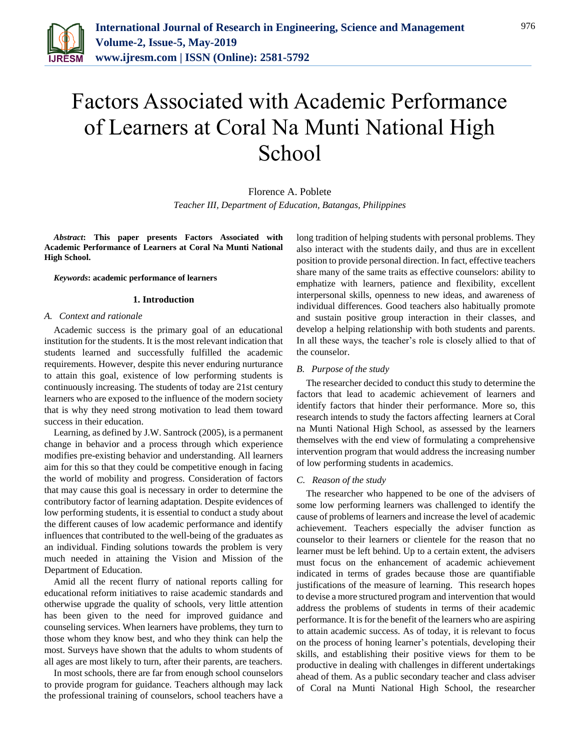# Factors Associated with Academic Performance of Learners at Coral Na Munti National High School

Florence A. Poblete

*Teacher III, Department of Education, Batangas, Philippines*

***Abstract*: This paper presents Factors Associated with Academic Performance of Learners at Coral Na Munti National High School.**

***Keywords*: academic performance of learners**

## 1. Introduction

### *A. Context and rationale*

Academic success is the primary goal of an educational institution for the students. It is the most relevant indication that students learned and successfully fulfilled the academic requirements. However, despite this never enduring nurturance to attain this goal, existence of low performing students is continuously increasing. The students of today are 21st century learners who are exposed to the influence of the modern society that is why they need strong motivation to lead them toward success in their education.

Learning, as defined by J.W. Santrock (2005), is a permanent change in behavior and a process through which experience modifies pre-existing behavior and understanding. All learners aim for this so that they could be competitive enough in facing the world of mobility and progress. Consideration of factors that may cause this goal is necessary in order to determine the contributory factor of learning adaptation. Despite evidences of low performing students, it is essential to conduct a study about the different causes of low academic performance and identify influences that contributed to the well-being of the graduates as an individual. Finding solutions towards the problem is very much needed in attaining the Vision and Mission of the Department of Education.

Amid all the recent flurry of national reports calling for educational reform initiatives to raise academic standards and otherwise upgrade the quality of schools, very little attention has been given to the need for improved guidance and counseling services. When learners have problems, they turn to those whom they know best, and who they think can help the most. Surveys have shown that the adults to whom students of all ages are most likely to turn, after their parents, are teachers.

In most schools, there are far from enough school counselors to provide program for guidance. Teachers although may lack the professional training of counselors, school teachers have a long tradition of helping students with personal problems. They also interact with the students daily, and thus are in excellent position to provide personal direction. In fact, effective teachers share many of the same traits as effective counselors: ability to emphatize with learners, patience and flexibility, excellent interpersonal skills, openness to new ideas, and awareness of individual differences. Good teachers also habitually promote and sustain positive group interaction in their classes, and develop a helping relationship with both students and parents. In all these ways, the teacher's role is closely allied to that of the counselor.

### *B. Purpose of the study*

The researcher decided to conduct this study to determine the factors that lead to academic achievement of learners and identify factors that hinder their performance. More so, this research intends to study the factors affecting learners at Coral na Munti National High School, as assessed by the learners themselves with the end view of formulating a comprehensive intervention program that would address the increasing number of low performing students in academics.

### *C. Reason of the study*

The researcher who happened to be one of the advisers of some low performing learners was challenged to identify the cause of problems of learners and increase the level of academic achievement. Teachers especially the adviser function as counselor to their learners or clientele for the reason that no learner must be left behind. Up to a certain extent, the advisers must focus on the enhancement of academic achievement indicated in terms of grades because those are quantifiable justifications of the measure of learning. This research hopes to devise a more structured program and intervention that would address the problems of students in terms of their academic performance. It is for the benefit of the learners who are aspiring to attain academic success. As of today, it is relevant to focus on the process of honing learner's potentials, developing their skills, and establishing their positive views for them to be productive in dealing with challenges in different undertakings ahead of them. As a public secondary teacher and class adviser of Coral na Munti National High School, the researcher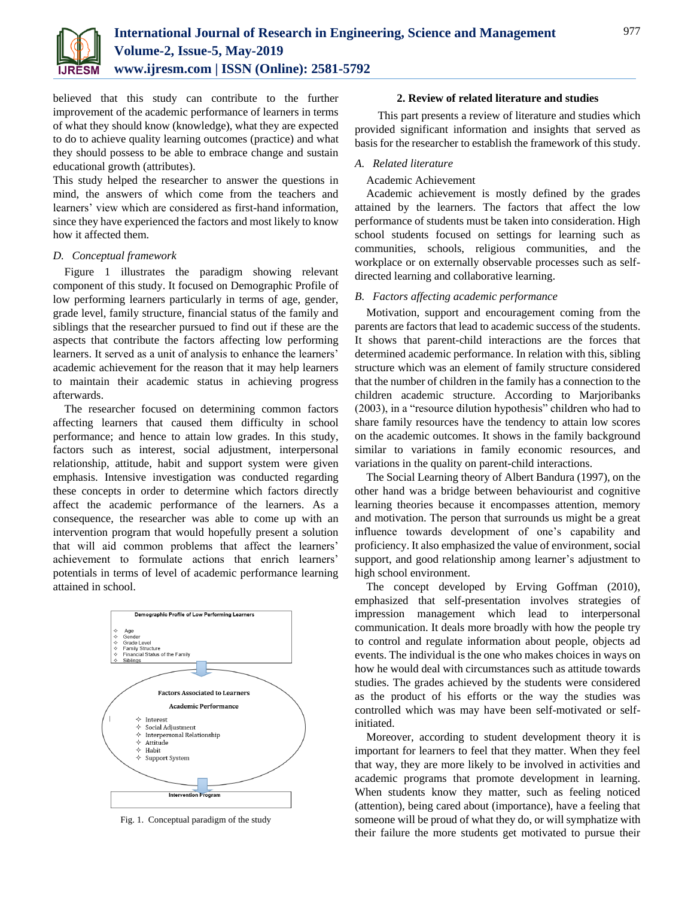believed that this study can contribute to the further improvement of the academic performance of learners in terms of what they should know (knowledge), what they are expected to do to achieve quality learning outcomes (practice) and what they should possess to be able to embrace change and sustain educational growth (attributes).

This study helped the researcher to answer the questions in mind, the answers of which come from the teachers and learners' view which are considered as first-hand information, since they have experienced the factors and most likely to know how it affected them.

### *D. Conceptual framework*

Figure 1 illustrates the paradigm showing relevant component of this study. It focused on Demographic Profile of low performing learners particularly in terms of age, gender, grade level, family structure, financial status of the family and siblings that the researcher pursued to find out if these are the aspects that contribute the factors affecting low performing learners. It served as a unit of analysis to enhance the learners' academic achievement for the reason that it may help learners to maintain their academic status in achieving progress afterwards.

The researcher focused on determining common factors affecting learners that caused them difficulty in school performance; and hence to attain low grades. In this study, factors such as interest, social adjustment, interpersonal relationship, attitude, habit and support system were given emphasis. Intensive investigation was conducted regarding these concepts in order to determine which factors directly affect the academic performance of the learners. As a consequence, the researcher was able to come up with an intervention program that would hopefully present a solution that will aid common problems that affect the learners' achievement to formulate actions that enrich learners' potentials in terms of level of academic performance learning attained in school.

**Demographic Profile of Low Performing Learners**

- Age
- Gender
- Grade Level
- Family Structure
- Financial Status of the Family
- Siblings

**Factors Associated to Learners Academic Performance**

- Interest
- Social Adjustment
- Interpersonal Relationship
- Attitude
- Habit
- Support System

**Intervention Program**

Fig. 1. Conceptual paradigm of the study

## 2. Review of related literature and studies

This part presents a review of literature and studies which provided significant information and insights that served as basis for the researcher to establish the framework of this study.

### *A. Related literature*

Academic Achievement

Academic achievement is mostly defined by the grades attained by the learners. The factors that affect the low performance of students must be taken into consideration. High school students focused on settings for learning such as communities, schools, religious communities, and the workplace or on externally observable processes such as self-directed learning and collaborative learning.

### *B. Factors affecting academic performance*

Motivation, support and encouragement coming from the parents are factors that lead to academic success of the students. It shows that parent-child interactions are the forces that determined academic performance. In relation with this, sibling structure which was an element of family structure considered that the number of children in the family has a connection to the children academic structure. According to Marjoribanks (2003), in a "resource dilution hypothesis" children who had to share family resources have the tendency to attain low scores on the academic outcomes. It shows in the family background similar to variations in family economic resources, and variations in the quality on parent-child interactions.

The Social Learning theory of Albert Bandura (1997), on the other hand was a bridge between behaviourist and cognitive learning theories because it encompasses attention, memory and motivation. The person that surrounds us might be a great influence towards development of one's capability and proficiency. It also emphasized the value of environment, social support, and good relationship among learner's adjustment to high school environment.

The concept developed by Erving Goffman (2010), emphasized that self-presentation involves strategies of impression management which lead to interpersonal communication. It deals more broadly with how the people try to control and regulate information about people, objects ad events. The individual is the one who makes choices in ways on how he would deal with circumstances such as attitude towards studies. The grades achieved by the students were considered as the product of his efforts or the way the studies was controlled which was may have been self-motivated or self-initiated.

Moreover, according to student development theory it is important for learners to feel that they matter. When they feel that way, they are more likely to be involved in activities and academic programs that promote development in learning. When students know they matter, such as feeling noticed (attention), being cared about (importance), have a feeling that someone will be proud of what they do, or will sympathize with their failure the more students get motivated to pursue their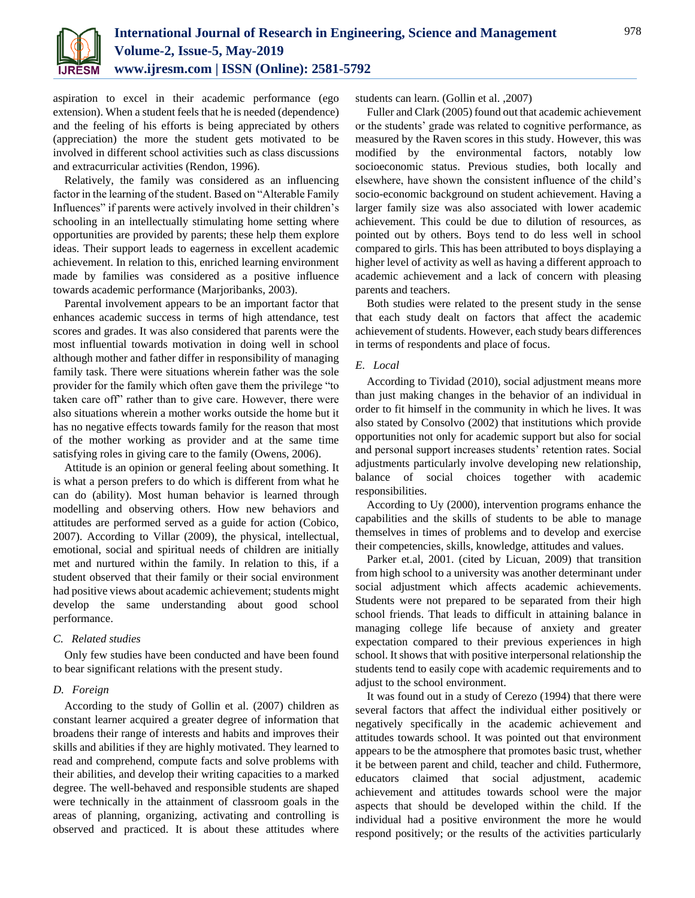aspiration to excel in their academic performance (ego extension). When a student feels that he is needed (dependence) and the feeling of his efforts is being appreciated by others (appreciation) the more the student gets motivated to be involved in different school activities such as class discussions and extracurricular activities (Rendon, 1996).

Relatively, the family was considered as an influencing factor in the learning of the student. Based on "Alterable Family Influences" if parents were actively involved in their children's schooling in an intellectually stimulating home setting where opportunities are provided by parents; these help them explore ideas. Their support leads to eagerness in excellent academic achievement. In relation to this, enriched learning environment made by families was considered as a positive influence towards academic performance (Marjoribanks, 2003).

Parental involvement appears to be an important factor that enhances academic success in terms of high attendance, test scores and grades. It was also considered that parents were the most influential towards motivation in doing well in school although mother and father differ in responsibility of managing family task. There were situations wherein father was the sole provider for the family which often gave them the privilege "to taken care off" rather than to give care. However, there were also situations wherein a mother works outside the home but it has no negative effects towards family for the reason that most of the mother working as provider and at the same time satisfying roles in giving care to the family (Owens, 2006).

Attitude is an opinion or general feeling about something. It is what a person prefers to do which is different from what he can do (ability). Most human behavior is learned through modelling and observing others. How new behaviors and attitudes are performed served as a guide for action (Cobico, 2007). According to Villar (2009), the physical, intellectual, emotional, social and spiritual needs of children are initially met and nurtured within the family. In relation to this, if a student observed that their family or their social environment had positive views about academic achievement; students might develop the same understanding about good school performance.

### *C. Related studies*

Only few studies have been conducted and have been found to bear significant relations with the present study.

### *D. Foreign*

According to the study of Gollin et al. (2007) children as constant learner acquired a greater degree of information that broadens their range of interests and habits and improves their skills and abilities if they are highly motivated. They learned to read and comprehend, compute facts and solve problems with their abilities, and develop their writing capacities to a marked degree. The well-behaved and responsible students are shaped were technically in the attainment of classroom goals in the areas of planning, organizing, activating and controlling is observed and practiced. It is about these attitudes where students can learn. (Gollin et al. ,2007)

Fuller and Clark (2005) found out that academic achievement or the students' grade was related to cognitive performance, as measured by the Raven scores in this study. However, this was modified by the environmental factors, notably low socioeconomic status. Previous studies, both locally and elsewhere, have shown the consistent influence of the child's socio-economic background on student achievement. Having a larger family size was also associated with lower academic achievement. This could be due to dilution of resources, as pointed out by others. Boys tend to do less well in school compared to girls. This has been attributed to boys displaying a higher level of activity as well as having a different approach to academic achievement and a lack of concern with pleasing parents and teachers.

Both studies were related to the present study in the sense that each study dealt on factors that affect the academic achievement of students. However, each study bears differences in terms of respondents and place of focus.

### *E. Local*

According to Tividad (2010), social adjustment means more than just making changes in the behavior of an individual in order to fit himself in the community in which he lives. It was also stated by Consolvo (2002) that institutions which provide opportunities not only for academic support but also for social and personal support increases students' retention rates. Social adjustments particularly involve developing new relationship, balance of social choices together with academic responsibilities.

According to Uy (2000), intervention programs enhance the capabilities and the skills of students to be able to manage themselves in times of problems and to develop and exercise their competencies, skills, knowledge, attitudes and values.

Parker et.al, 2001. (cited by Licuan, 2009) that transition from high school to a university was another determinant under social adjustment which affects academic achievements. Students were not prepared to be separated from their high school friends. That leads to difficult in attaining balance in managing college life because of anxiety and greater expectation compared to their previous experiences in high school. It shows that with positive interpersonal relationship the students tend to easily cope with academic requirements and to adjust to the school environment.

It was found out in a study of Cerezo (1994) that there were several factors that affect the individual either positively or negatively specifically in the academic achievement and attitudes towards school. It was pointed out that environment appears to be the atmosphere that promotes basic trust, whether it be between parent and child, teacher and child. Futhermore, educators claimed that social adjustment, academic achievement and attitudes towards school were the major aspects that should be developed within the child. If the individual had a positive environment the more he would respond positively; or the results of the activities particularly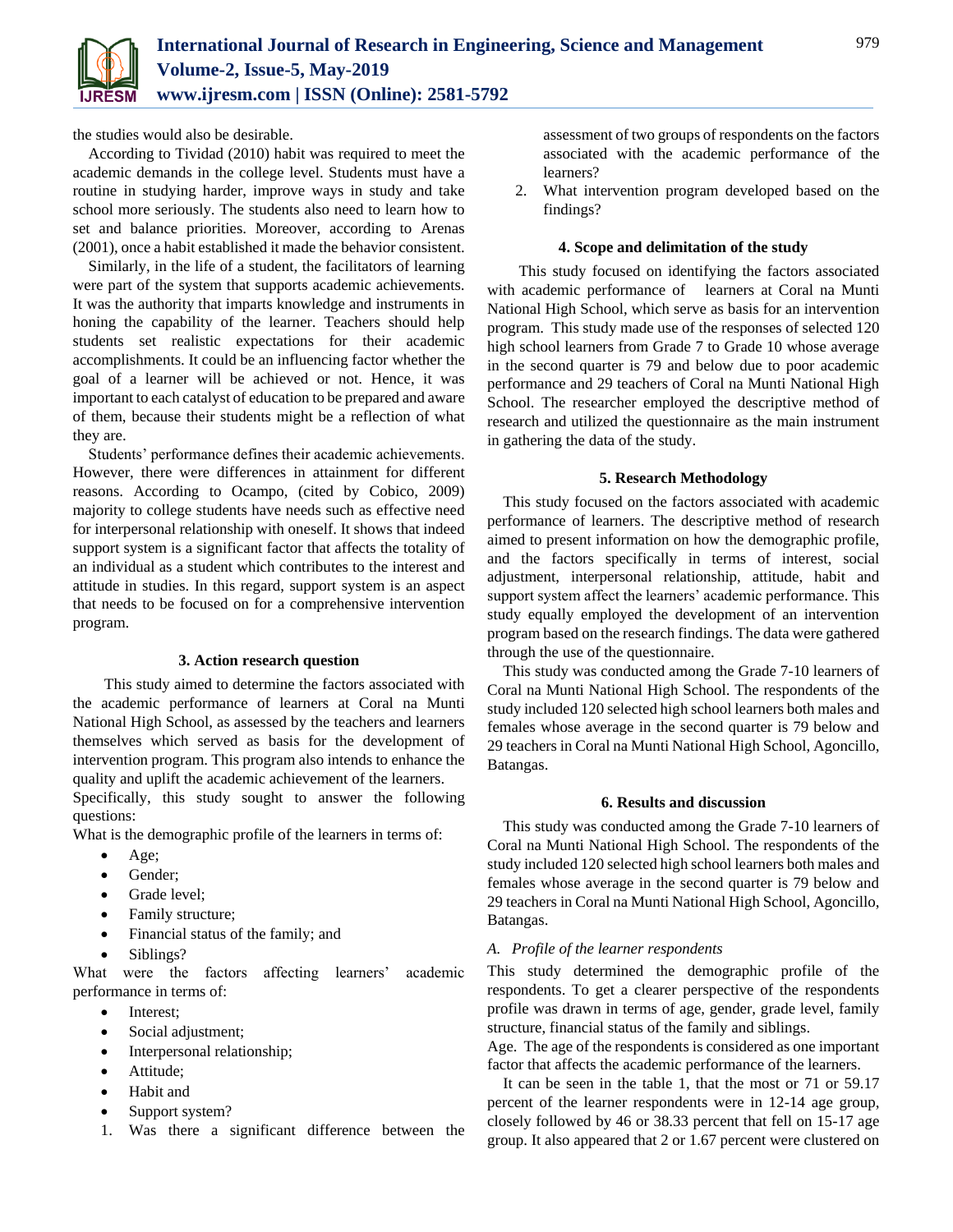the studies would also be desirable.

According to Tividad (2010) habit was required to meet the academic demands in the college level. Students must have a routine in studying harder, improve ways in study and take school more seriously. The students also need to learn how to set and balance priorities. Moreover, according to Arenas (2001), once a habit established it made the behavior consistent.

Similarly, in the life of a student, the facilitators of learning were part of the system that supports academic achievements. It was the authority that imparts knowledge and instruments in honing the capability of the learner. Teachers should help students set realistic expectations for their academic accomplishments. It could be an influencing factor whether the goal of a learner will be achieved or not. Hence, it was important to each catalyst of education to be prepared and aware of them, because their students might be a reflection of what they are.

Students' performance defines their academic achievements. However, there were differences in attainment for different reasons. According to Ocampo, (cited by Cobico, 2009) majority to college students have needs such as effective need for interpersonal relationship with oneself. It shows that indeed support system is a significant factor that affects the totality of an individual as a student which contributes to the interest and attitude in studies. In this regard, support system is an aspect that needs to be focused on for a comprehensive intervention program.

## 3. Action research question

This study aimed to determine the factors associated with the academic performance of learners at Coral na Munti National High School, as assessed by the teachers and learners themselves which served as basis for the development of intervention program. This program also intends to enhance the quality and uplift the academic achievement of the learners.

Specifically, this study sought to answer the following questions:

What is the demographic profile of the learners in terms of:

- Age;
- Gender;
- Grade level;
- Family structure;
- Financial status of the family; and
- Siblings?

What were the factors affecting learners' academic performance in terms of:

- Interest;
- Social adjustment;
- Interpersonal relationship;
- Attitude;
- Habit and
- Support system?

1. Was there a significant difference between the assessment of two groups of respondents on the factors associated with the academic performance of the learners?
2. What intervention program developed based on the findings?

## 4. Scope and delimitation of the study

This study focused on identifying the factors associated with academic performance of learners at Coral na Munti National High School, which serve as basis for an intervention program. This study made use of the responses of selected 120 high school learners from Grade 7 to Grade 10 whose average in the second quarter is 79 and below due to poor academic performance and 29 teachers of Coral na Munti National High School. The researcher employed the descriptive method of research and utilized the questionnaire as the main instrument in gathering the data of the study.

## 5. Research Methodology

This study focused on the factors associated with academic performance of learners. The descriptive method of research aimed to present information on how the demographic profile, and the factors specifically in terms of interest, social adjustment, interpersonal relationship, attitude, habit and support system affect the learners' academic performance. This study equally employed the development of an intervention program based on the research findings. The data were gathered through the use of the questionnaire.

This study was conducted among the Grade 7-10 learners of Coral na Munti National High School. The respondents of the study included 120 selected high school learners both males and females whose average in the second quarter is 79 below and 29 teachers in Coral na Munti National High School, Agoncillo, Batangas.

## 6. Results and discussion

This study was conducted among the Grade 7-10 learners of Coral na Munti National High School. The respondents of the study included 120 selected high school learners both males and females whose average in the second quarter is 79 below and 29 teachers in Coral na Munti National High School, Agoncillo, Batangas.

### *A. Profile of the learner respondents*

This study determined the demographic profile of the respondents. To get a clearer perspective of the respondents profile was drawn in terms of age, gender, grade level, family structure, financial status of the family and siblings.

Age. The age of the respondents is considered as one important factor that affects the academic performance of the learners.

It can be seen in the table 1, that the most or 71 or 59.17 percent of the learner respondents were in 12-14 age group, closely followed by 46 or 38.33 percent that fell on 15-17 age group. It also appeared that 2 or 1.67 percent were clustered on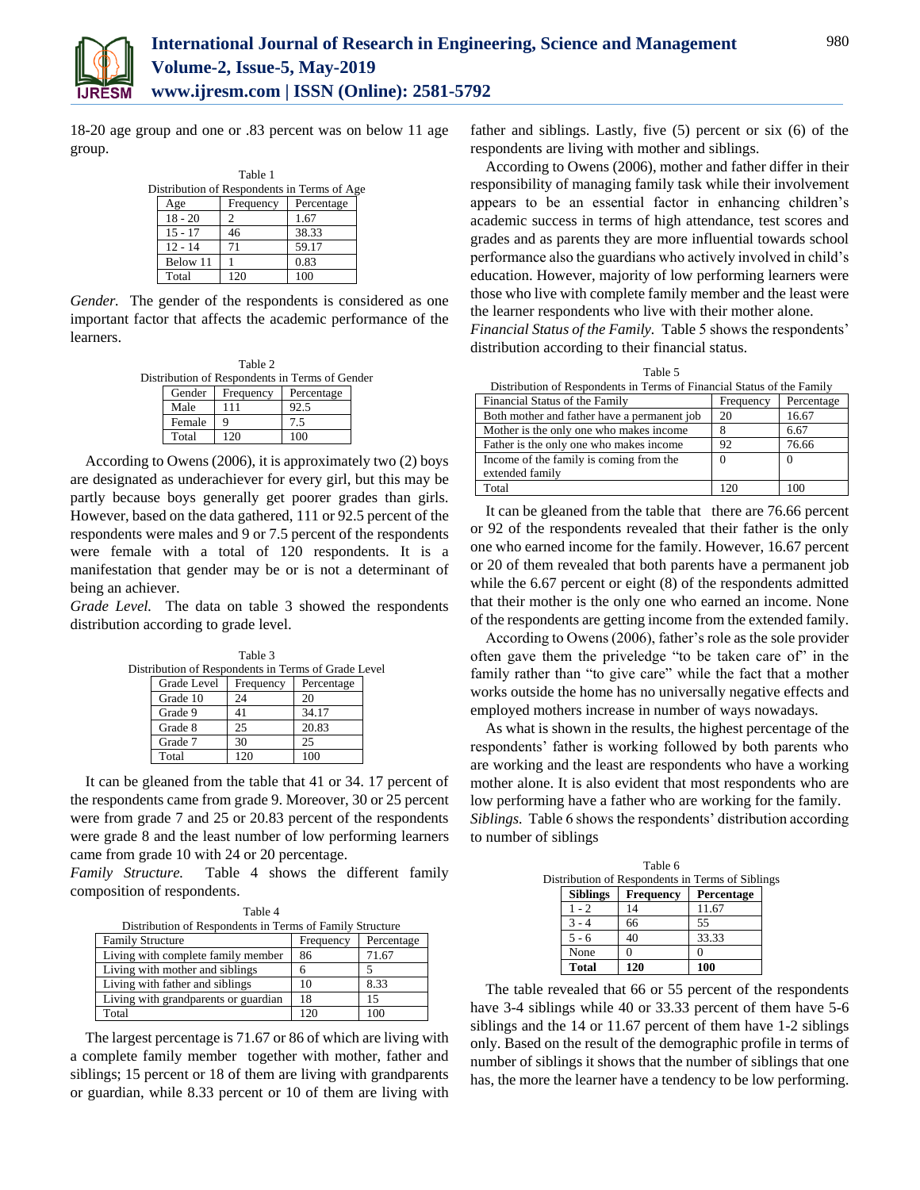18-20 age group and one or .83 percent was on below 11 age group.

Table 1
Distribution of Respondents in Terms of Age

| Age | Frequency | Percentage |
|---|---|---|
| 18 - 20 | 2 | 1.67 |
| 15 - 17 | 46 | 38.33 |
| 12 - 14 | 71 | 59.17 |
| Below 11 | 1 | 0.83 |
| Total | 120 | 100 |

*Gender.* The gender of the respondents is considered as one important factor that affects the academic performance of the learners.

Table 2
Distribution of Respondents in Terms of Gender

| Gender | Frequency | Percentage |
|---|---|---|
| Male | 111 | 92.5 |
| Female | 9 | 7.5 |
| Total | 120 | 100 |

According to Owens (2006), it is approximately two (2) boys are designated as underachiever for every girl, but this may be partly because boys generally get poorer grades than girls. However, based on the data gathered, 111 or 92.5 percent of the respondents were males and 9 or 7.5 percent of the respondents were female with a total of 120 respondents. It is a manifestation that gender may be or is not a determinant of being an achiever.

*Grade Level.* The data on table 3 showed the respondents distribution according to grade level.

Table 3
Distribution of Respondents in Terms of Grade Level

| Grade Level | Frequency | Percentage |
|---|---|---|
| Grade 10 | 24 | 20 |
| Grade 9 | 41 | 34.17 |
| Grade 8 | 25 | 20.83 |
| Grade 7 | 30 | 25 |
| Total | 120 | 100 |

It can be gleaned from the table that 41 or 34. 17 percent of the respondents came from grade 9. Moreover, 30 or 25 percent were from grade 7 and 25 or 20.83 percent of the respondents were grade 8 and the least number of low performing learners came from grade 10 with 24 or 20 percentage.

*Family Structure.* Table 4 shows the different family composition of respondents.

Table 4
Distribution of Respondents in Terms of Family Structure

| Family Structure | Frequency | Percentage |
|---|---|---|
| Living with complete family member | 86 | 71.67 |
| Living with mother and siblings | 6 | 5 |
| Living with father and siblings | 10 | 8.33 |
| Living with grandparents or guardian | 18 | 15 |
| Total | 120 | 100 |

The largest percentage is 71.67 or 86 of which are living with a complete family member together with mother, father and siblings; 15 percent or 18 of them are living with grandparents or guardian, while 8.33 percent or 10 of them are living with father and siblings. Lastly, five (5) percent or six (6) of the respondents are living with mother and siblings.

According to Owens (2006), mother and father differ in their responsibility of managing family task while their involvement appears to be an essential factor in enhancing children's academic success in terms of high attendance, test scores and grades and as parents they are more influential towards school performance also the guardians who actively involved in child's education. However, majority of low performing learners were those who live with complete family member and the least were the learner respondents who live with their mother alone.

*Financial Status of the Family.* Table 5 shows the respondents' distribution according to their financial status.

Table 5
Distribution of Respondents in Terms of Financial Status of the Family

| Financial Status of the Family | Frequency | Percentage |
|---|---|---|
| Both mother and father have a permanent job | 20 | 16.67 |
| Mother is the only one who makes income | 8 | 6.67 |
| Father is the only one who makes income | 92 | 76.66 |
| Income of the family is coming from the extended family | 0 | 0 |
| Total | 120 | 100 |

It can be gleaned from the table that there are 76.66 percent or 92 of the respondents revealed that their father is the only one who earned income for the family. However, 16.67 percent or 20 of them revealed that both parents have a permanent job while the 6.67 percent or eight (8) of the respondents admitted that their mother is the only one who earned an income. None of the respondents are getting income from the extended family.

According to Owens (2006), father's role as the sole provider often gave them the priveledge "to be taken care of" in the family rather than "to give care" while the fact that a mother works outside the home has no universally negative effects and employed mothers increase in number of ways nowadays.

As what is shown in the results, the highest percentage of the respondents' father is working followed by both parents who are working and the least are respondents who have a working mother alone. It is also evident that most respondents who are low performing have a father who are working for the family.

*Siblings.* Table 6 shows the respondents' distribution according to number of siblings

Table 6
Distribution of Respondents in Terms of Siblings

| **Siblings** | **Frequency** | **Percentage** |
|---|---|---|
| 1 - 2 | 14 | 11.67 |
| 3 - 4 | 66 | 55 |
| 5 - 6 | 40 | 33.33 |
| None | 0 | 0 |
| **Total** | **120** | **100** |

The table revealed that 66 or 55 percent of the respondents have 3-4 siblings while 40 or 33.33 percent of them have 5-6 siblings and the 14 or 11.67 percent of them have 1-2 siblings only. Based on the result of the demographic profile in terms of number of siblings it shows that the number of siblings that one has, the more the learner have a tendency to be low performing.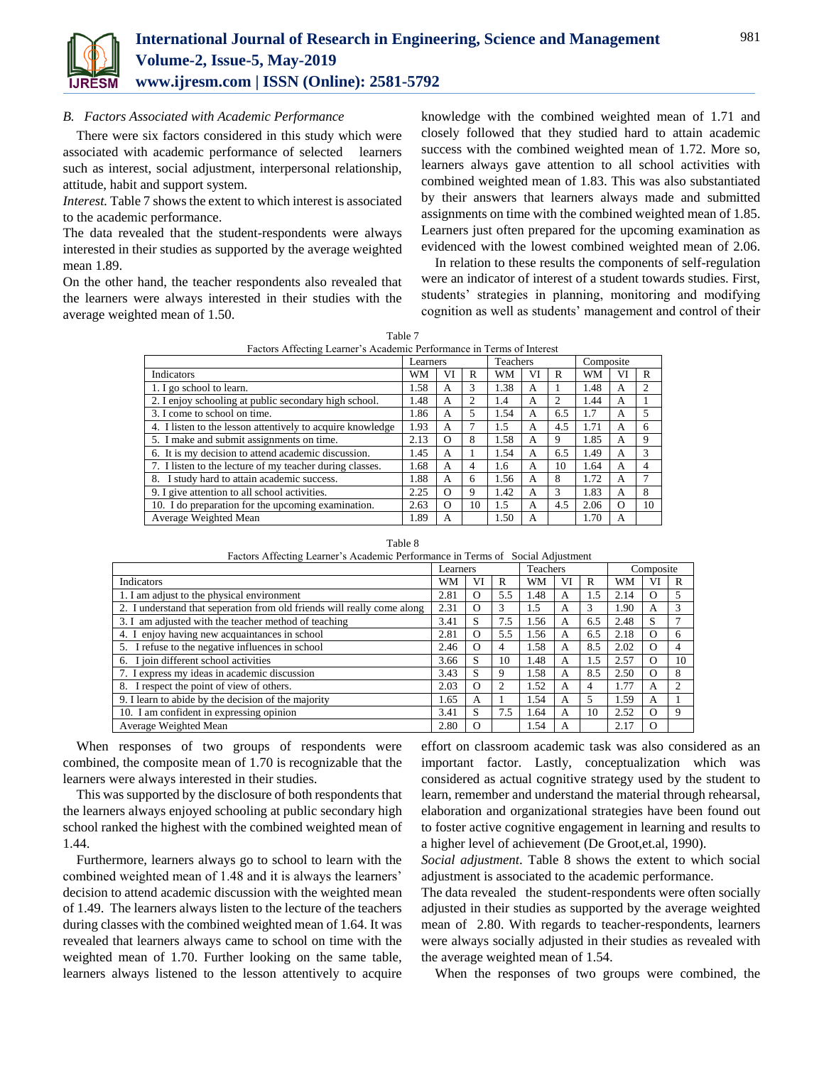### B. Factors Associated with Academic Performance

There were six factors considered in this study which were associated with academic performance of selected learners such as interest, social adjustment, interpersonal relationship, attitude, habit and support system.

*Interest.* Table 7 shows the extent to which interest is associated to the academic performance.

The data revealed that the student-respondents were always interested in their studies as supported by the average weighted mean 1.89.

On the other hand, the teacher respondents also revealed that the learners were always interested in their studies with the average weighted mean of 1.50.

Table 7
Factors Affecting Learner's Academic Performance in Terms of Interest

| | Learners | | | Teachers | | | Composite | | |
|---|---|---|---|---|---|---|---|---|---|
| Indicators | WM | VI | R | WM | VI | R | WM | VI | R |
| 1. I go school to learn. | 1.58 | A | 3 | 1.38 | A | 1 | 1.48 | A | 2 |
| 2. I enjoy schooling at public secondary high school. | 1.48 | A | 2 | 1.4 | A | 2 | 1.44 | A | 1 |
| 3. I come to school on time. | 1.86 | A | 5 | 1.54 | A | 6.5 | 1.7 | A | 5 |
| 4. I listen to the lesson attentively to acquire knowledge | 1.93 | A | 7 | 1.5 | A | 4.5 | 1.71 | A | 6 |
| 5. I make and submit assignments on time. | 2.13 | O | 8 | 1.58 | A | 9 | 1.85 | A | 9 |
| 6. It is my decision to attend academic discussion. | 1.45 | A | 1 | 1.54 | A | 6.5 | 1.49 | A | 3 |
| 7. I listen to the lecture of my teacher during classes. | 1.68 | A | 4 | 1.6 | A | 10 | 1.64 | A | 4 |
| 8. I study hard to attain academic success. | 1.88 | A | 6 | 1.56 | A | 8 | 1.72 | A | 7 |
| 9. I give attention to all school activities. | 2.25 | O | 9 | 1.42 | A | 3 | 1.83 | A | 8 |
| 10. I do preparation for the upcoming examination. | 2.63 | O | 10 | 1.5 | A | 4.5 | 2.06 | O | 10 |
| Average Weighted Mean | 1.89 | A | | 1.50 | A | | 1.70 | A | |

When responses of two groups of respondents were combined, the composite mean of 1.70 is recognizable that the learners were always interested in their studies.

This was supported by the disclosure of both respondents that the learners always enjoyed schooling at public secondary high school ranked the highest with the combined weighted mean of 1.44.

Furthermore, learners always go to school to learn with the combined weighted mean of 1.48 and it is always the learners' decision to attend academic discussion with the weighted mean of 1.49. The learners always listen to the lecture of the teachers during classes with the combined weighted mean of 1.64. It was revealed that learners always came to school on time with the weighted mean of 1.70. Further looking on the same table, learners always listened to the lesson attentively to acquire knowledge with the combined weighted mean of 1.71 and closely followed that they studied hard to attain academic success with the combined weighted mean of 1.72. More so, learners always gave attention to all school activities with combined weighted mean of 1.83. This was also substantiated by their answers that learners always made and submitted assignments on time with the combined weighted mean of 1.85. Learners just often prepared for the upcoming examination as evidenced with the lowest combined weighted mean of 2.06.

In relation to these results the components of self-regulation were an indicator of interest of a student towards studies. First, students' strategies in planning, monitoring and modifying cognition as well as students' management and control of their effort on classroom academic task was also considered as an important factor. Lastly, conceptualization which was considered as actual cognitive strategy used by the student to learn, remember and understand the material through rehearsal, elaboration and organizational strategies have been found out to foster active cognitive engagement in learning and results to a higher level of achievement (De Groot,et.al, 1990).

*Social adjustment.* Table 8 shows the extent to which social adjustment is associated to the academic performance.

Table 8
Factors Affecting Learner's Academic Performance in Terms of Social Adjustment

| | Learners | | | Teachers | | | Composite | | |
|---|---|---|---|---|---|---|---|---|---|
| Indicators | WM | VI | R | WM | VI | R | WM | VI | R |
| 1. I am adjust to the physical environment | 2.81 | O | 5.5 | 1.48 | A | 1.5 | 2.14 | O | 5 |
| 2. I understand that seperation from old friends will really come along | 2.31 | O | 3 | 1.5 | A | 3 | 1.90 | A | 3 |
| 3. I am adjusted with the teacher method of teaching | 3.41 | S | 7.5 | 1.56 | A | 6.5 | 2.48 | S | 7 |
| 4. I enjoy having new acquaintances in school | 2.81 | O | 5.5 | 1.56 | A | 6.5 | 2.18 | O | 6 |
| 5. I refuse to the negative influences in school | 2.46 | O | 4 | 1.58 | A | 8.5 | 2.02 | O | 4 |
| 6. I join different school activities | 3.66 | S | 10 | 1.48 | A | 1.5 | 2.57 | O | 10 |
| 7. I express my ideas in academic discussion | 3.43 | S | 9 | 1.58 | A | 8.5 | 2.50 | O | 8 |
| 8. I respect the point of view of others. | 2.03 | O | 2 | 1.52 | A | 4 | 1.77 | A | 2 |
| 9. I learn to abide by the decision of the majority | 1.65 | A | 1 | 1.54 | A | 5 | 1.59 | A | 1 |
| 10. I am confident in expressing opinion | 3.41 | S | 7.5 | 1.64 | A | 10 | 2.52 | O | 9 |
| Average Weighted Mean | 2.80 | O | | 1.54 | A | | 2.17 | O | |

The data revealed the student-respondents were often socially adjusted in their studies as supported by the average weighted mean of 2.80. With regards to teacher-respondents, learners were always socially adjusted in their studies as revealed with the average weighted mean of 1.54.

When the responses of two groups were combined, the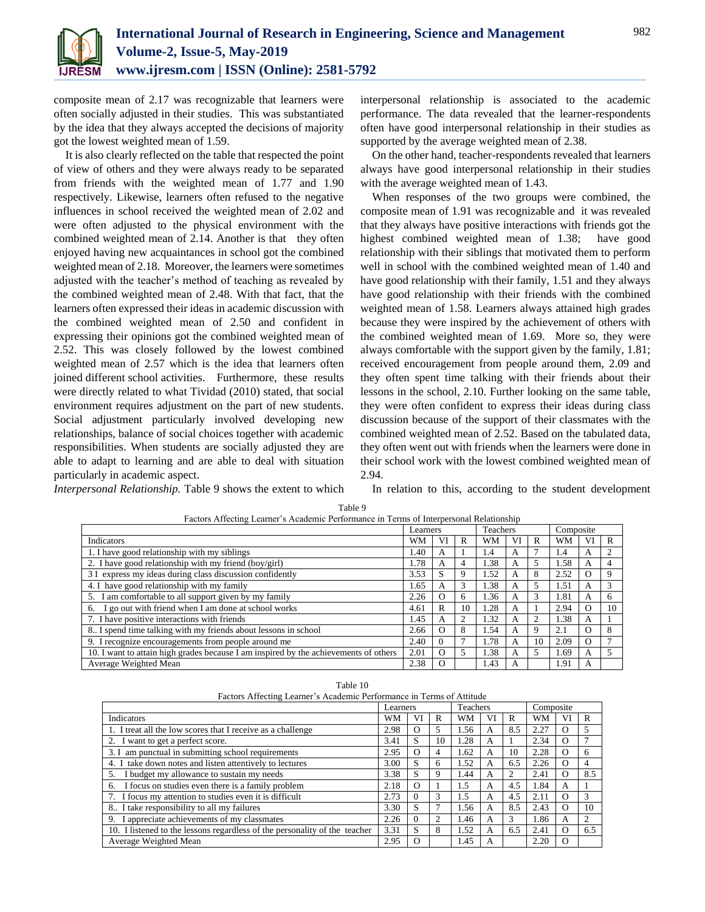composite mean of 2.17 was recognizable that learners were often socially adjusted in their studies. This was substantiated by the idea that they always accepted the decisions of majority got the lowest weighted mean of 1.59.

It is also clearly reflected on the table that respected the point of view of others and they were always ready to be separated from friends with the weighted mean of 1.77 and 1.90 respectively. Likewise, learners often refused to the negative influences in school received the weighted mean of 2.02 and were often adjusted to the physical environment with the combined weighted mean of 2.14. Another is that they often enjoyed having new acquaintances in school got the combined weighted mean of 2.18. Moreover, the learners were sometimes adjusted with the teacher's method of teaching as revealed by the combined weighted mean of 2.48. With that fact, that the learners often expressed their ideas in academic discussion with the combined weighted mean of 2.50 and confident in expressing their opinions got the combined weighted mean of 2.52. This was closely followed by the lowest combined weighted mean of 2.57 which is the idea that learners often joined different school activities. Furthermore, these results were directly related to what Tividad (2010) stated, that social environment requires adjustment on the part of new students. Social adjustment particularly involved developing new relationships, balance of social choices together with academic responsibilities. When students are socially adjusted they are able to adapt to learning and are able to deal with situation particularly in academic aspect.

*Interpersonal Relationship.* Table 9 shows the extent to which interpersonal relationship is associated to the academic performance. The data revealed that the learner-respondents often have good interpersonal relationship in their studies as supported by the average weighted mean of 2.38.

On the other hand, teacher-respondents revealed that learners always have good interpersonal relationship in their studies with the average weighted mean of 1.43.

When responses of the two groups were combined, the composite mean of 1.91 was recognizable and it was revealed that they always have positive interactions with friends got the highest combined weighted mean of 1.38; have good relationship with their siblings that motivated them to perform well in school with the combined weighted mean of 1.40 and have good relationship with their family, 1.51 and they always have good relationship with their friends with the combined weighted mean of 1.58. Learners always attained high grades because they were inspired by the achievement of others with the combined weighted mean of 1.69. More so, they were always comfortable with the support given by the family, 1.81; received encouragement from people around them, 2.09 and they often spent time talking with their friends about their lessons in the school, 2.10. Further looking on the same table, they were often confident to express their ideas during class discussion because of the support of their classmates with the combined weighted mean of 2.52. Based on the tabulated data, they often went out with friends when the learners were done in their school work with the lowest combined weighted mean of 2.94.

In relation to this, according to the student development

Table 9
Factors Affecting Learner's Academic Performance in Terms of Interpersonal Relationship

| | Learners | | | Teachers | | | Composite | | |
|---|---|---|---|---|---|---|---|---|---|
| Indicators | WM | VI | R | WM | VI | R | WM | VI | R |
| 1. I have good relationship with my siblings | 1.40 | A | 1 | 1.4 | A | 7 | 1.4 | A | 2 |
| 2. I have good relationship with my friend (boy/girl) | 1.78 | A | 4 | 1.38 | A | 5 | 1.58 | A | 4 |
| 3 I express my ideas during class discussion confidently | 3.53 | S | 9 | 1.52 | A | 8 | 2.52 | O | 9 |
| 4. I have good relationship with my family | 1.65 | A | 3 | 1.38 | A | 5 | 1.51 | A | 3 |
| 5. I am comfortable to all support given by my family | 2.26 | O | 6 | 1.36 | A | 3 | 1.81 | A | 6 |
| 6. I go out with friend when I am done at school works | 4.61 | R | 10 | 1.28 | A | 1 | 2.94 | O | 10 |
| 7. I have positive interactions with friends | 1.45 | A | 2 | 1.32 | A | 2 | 1.38 | A | 1 |
| 8.. I spend time talking with my friends about lessons in school | 2.66 | O | 8 | 1.54 | A | 9 | 2.1 | O | 8 |
| 9. I recognize encouragements from people around me | 2.40 | 0 | 7 | 1.78 | A | 10 | 2.09 | O | 7 |
| 10. I want to attain high grades because I am inspired by the achievements of others | 2.01 | O | 5 | 1.38 | A | 5 | 1.69 | A | 5 |
| Average Weighted Mean | 2.38 | O | | 1.43 | A | | 1.91 | A | |

Table 10
Factors Affecting Learner's Academic Performance in Terms of Attitude

| | Learners | | | Teachers | | | Composite | | |
|---|---|---|---|---|---|---|---|---|---|
| Indicators | WM | VI | R | WM | VI | R | WM | VI | R |
| 1. I treat all the low scores that I receive as a challenge | 2.98 | O | 5 | 1.56 | A | 8.5 | 2.27 | O | 5 |
| 2. I want to get a perfect score. | 3.41 | S | 10 | 1.28 | A | 1 | 2.34 | O | 7 |
| 3. I am punctual in submitting school requirements | 2.95 | O | 4 | 1.62 | A | 10 | 2.28 | O | 6 |
| 4. I take down notes and listen attentively to lectures | 3.00 | S | 6 | 1.52 | A | 6.5 | 2.26 | O | 4 |
| 5. I budget my allowance to sustain my needs | 3.38 | S | 9 | 1.44 | A | 2 | 2.41 | O | 8.5 |
| 6. I focus on studies even there is a family problem | 2.18 | O | 1 | 1.5 | A | 4.5 | 1.84 | A | 1 |
| 7. I focus my attention to studies even it is difficult | 2.73 | 0 | 3 | 1.5 | A | 4.5 | 2.11 | O | 3 |
| 8.. I take responsibility to all my failures | 3.30 | S | 7 | 1.56 | A | 8.5 | 2.43 | O | 10 |
| 9. I appreciate achievements of my classmates | 2.26 | 0 | 2 | 1.46 | A | 3 | 1.86 | A | 2 |
| 10. I listened to the lessons regardless of the personality of the teacher | 3.31 | S | 8 | 1.52 | A | 6.5 | 2.41 | O | 6.5 |
| Average Weighted Mean | 2.95 | O | | 1.45 | A | | 2.20 | O | |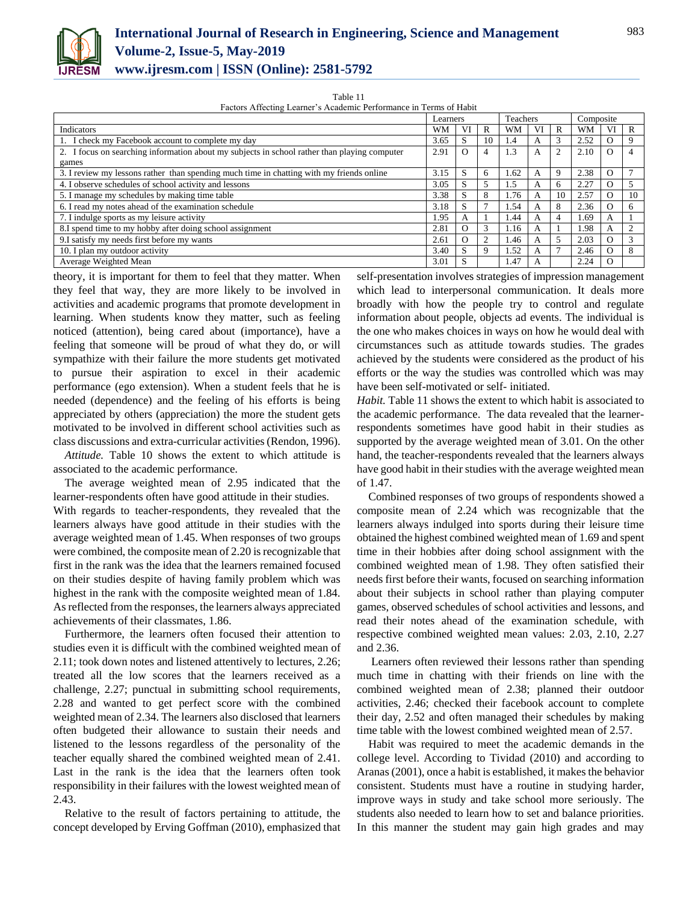Table 11
Factors Affecting Learner's Academic Performance in Terms of Habit

| Indicators | Learners | | | Teachers | | | Composite | | |
|---|---|---|---|---|---|---|---|---|---|
| | WM | VI | R | WM | VI | R | WM | VI | R |
| 1. I check my Facebook account to complete my day | 3.65 | S | 10 | 1.4 | A | 3 | 2.52 | O | 9 |
| 2. I focus on searching information about my subjects in school rather than playing computer games | 2.91 | O | 4 | 1.3 | A | 2 | 2.10 | O | 4 |
| 3. I review my lessons rather than spending much time in chatting with my friends online | 3.15 | S | 6 | 1.62 | A | 9 | 2.38 | O | 7 |
| 4. I observe schedules of school activity and lessons | 3.05 | S | 5 | 1.5 | A | 6 | 2.27 | O | 5 |
| 5. I manage my schedules by making time table | 3.38 | S | 8 | 1.76 | A | 10 | 2.57 | O | 10 |
| 6. I read my notes ahead of the examination schedule | 3.18 | S | 7 | 1.54 | A | 8 | 2.36 | O | 6 |
| 7. I indulge sports as my leisure activity | 1.95 | A | 1 | 1.44 | A | 4 | 1.69 | A | 1 |
| 8.I spend time to my hobby after doing school assignment | 2.81 | O | 3 | 1.16 | A | 1 | 1.98 | A | 2 |
| 9.I satisfy my needs first before my wants | 2.61 | O | 2 | 1.46 | A | 5 | 2.03 | O | 3 |
| 10. I plan my outdoor activity | 3.40 | S | 9 | 1.52 | A | 7 | 2.46 | O | 8 |
| Average Weighted Mean | 3.01 | S | | 1.47 | A | | 2.24 | O | |

theory, it is important for them to feel that they matter. When they feel that way, they are more likely to be involved in activities and academic programs that promote development in learning. When students know they matter, such as feeling noticed (attention), being cared about (importance), have a feeling that someone will be proud of what they do, or will sympathize with their failure the more students get motivated to pursue their aspiration to excel in their academic performance (ego extension). When a student feels that he is needed (dependence) and the feeling of his efforts is being appreciated by others (appreciation) the more the student gets motivated to be involved in different school activities such as class discussions and extra-curricular activities (Rendon, 1996).

*Attitude.* Table 10 shows the extent to which attitude is associated to the academic performance.

The average weighted mean of 2.95 indicated that the learner-respondents often have good attitude in their studies. With regards to teacher-respondents, they revealed that the learners always have good attitude in their studies with the average weighted mean of 1.45. When responses of two groups were combined, the composite mean of 2.20 is recognizable that first in the rank was the idea that the learners remained focused on their studies despite of having family problem which was highest in the rank with the composite weighted mean of 1.84. As reflected from the responses, the learners always appreciated achievements of their classmates, 1.86.

Furthermore, the learners often focused their attention to studies even it is difficult with the combined weighted mean of 2.11; took down notes and listened attentively to lectures, 2.26; treated all the low scores that the learners received as a challenge, 2.27; punctual in submitting school requirements, 2.28 and wanted to get perfect score with the combined weighted mean of 2.34. The learners also disclosed that learners often budgeted their allowance to sustain their needs and listened to the lessons regardless of the personality of the teacher equally shared the combined weighted mean of 2.41. Last in the rank is the idea that the learners often took responsibility in their failures with the lowest weighted mean of 2.43.

Relative to the result of factors pertaining to attitude, the concept developed by Erving Goffman (2010), emphasized that self-presentation involves strategies of impression management which lead to interpersonal communication. It deals more broadly with how the people try to control and regulate information about people, objects ad events. The individual is the one who makes choices in ways on how he would deal with circumstances such as attitude towards studies. The grades achieved by the students were considered as the product of his efforts or the way the studies was controlled which was may have been self-motivated or self- initiated.

*Habit.* Table 11 shows the extent to which habit is associated to the academic performance. The data revealed that the learner-respondents sometimes have good habit in their studies as supported by the average weighted mean of 3.01. On the other hand, the teacher-respondents revealed that the learners always have good habit in their studies with the average weighted mean of 1.47.

Combined responses of two groups of respondents showed a composite mean of 2.24 which was recognizable that the learners always indulged into sports during their leisure time obtained the highest combined weighted mean of 1.69 and spent time in their hobbies after doing school assignment with the combined weighted mean of 1.98. They often satisfied their needs first before their wants, focused on searching information about their subjects in school rather than playing computer games, observed schedules of school activities and lessons, and read their notes ahead of the examination schedule, with respective combined weighted mean values: 2.03, 2.10, 2.27 and 2.36.

Learners often reviewed their lessons rather than spending much time in chatting with their friends on line with the combined weighted mean of 2.38; planned their outdoor activities, 2.46; checked their facebook account to complete their day, 2.52 and often managed their schedules by making time table with the lowest combined weighted mean of 2.57.

Habit was required to meet the academic demands in the college level. According to Tividad (2010) and according to Aranas (2001), once a habit is established, it makes the behavior consistent. Students must have a routine in studying harder, improve ways in study and take school more seriously. The students also needed to learn how to set and balance priorities. In this manner the student may gain high grades and may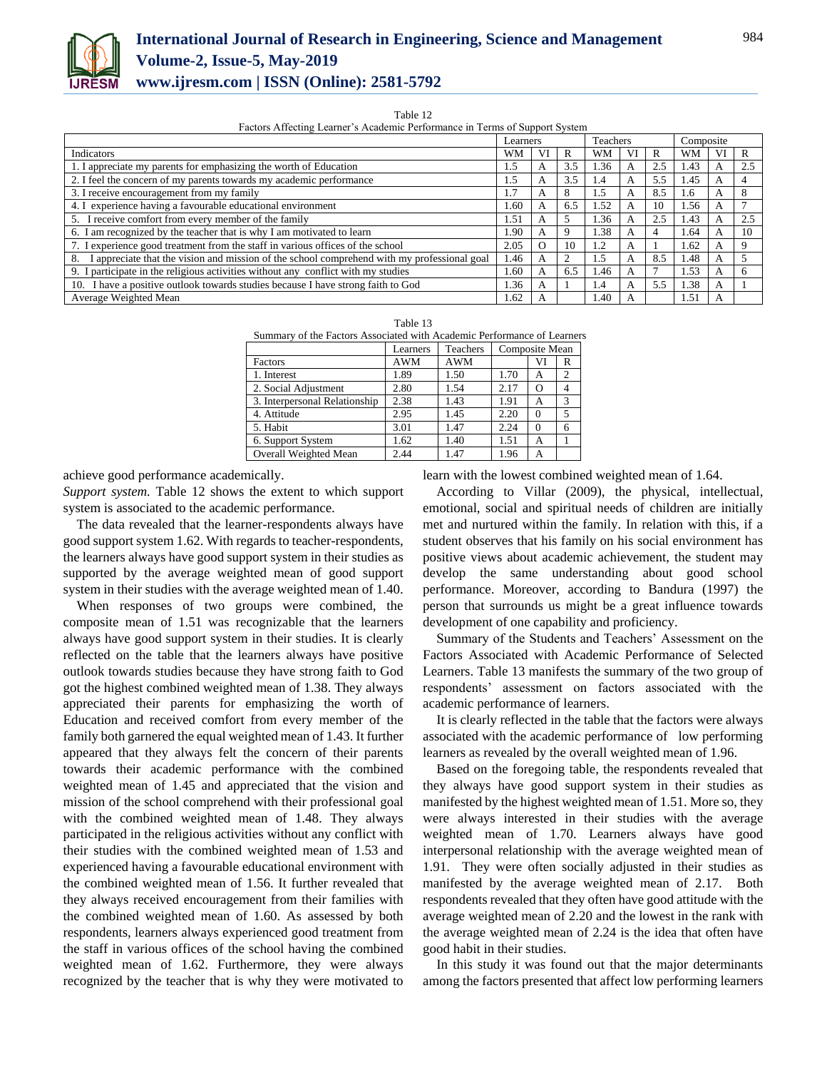Table 12

Factors Affecting Learner's Academic Performance in Terms of Support System

| | Learners | | | Teachers | | | Composite | | |
|---|---|---|---|---|---|---|---|---|---|
| Indicators | WM | VI | R | WM | VI | R | WM | VI | R |
| 1. I appreciate my parents for emphasizing the worth of Education | 1.5 | A | 3.5 | 1.36 | A | 2.5 | 1.43 | A | 2.5 |
| 2. I feel the concern of my parents towards my academic performance | 1.5 | A | 3.5 | 1.4 | A | 5.5 | 1.45 | A | 4 |
| 3. I receive encouragement from my family | 1.7 | A | 8 | 1.5 | A | 8.5 | 1.6 | A | 8 |
| 4. I experience having a favourable educational environment | 1.60 | A | 6.5 | 1.52 | A | 10 | 1.56 | A | 7 |
| 5. I receive comfort from every member of the family | 1.51 | A | 5 | 1.36 | A | 2.5 | 1.43 | A | 2.5 |
| 6. I am recognized by the teacher that is why I am motivated to learn | 1.90 | A | 9 | 1.38 | A | 4 | 1.64 | A | 10 |
| 7. I experience good treatment from the staff in various offices of the school | 2.05 | O | 10 | 1.2 | A | 1 | 1.62 | A | 9 |
| 8. I appreciate that the vision and mission of the school comprehend with my professional goal | 1.46 | A | 2 | 1.5 | A | 8.5 | 1.48 | A | 5 |
| 9. I participate in the religious activities without any conflict with my studies | 1.60 | A | 6.5 | 1.46 | A | 7 | 1.53 | A | 6 |
| 10. I have a positive outlook towards studies because I have strong faith to God | 1.36 | A | 1 | 1.4 | A | 5.5 | 1.38 | A | 1 |
| Average Weighted Mean | 1.62 | A | | 1.40 | A | | 1.51 | A | |

Table 13

Summary of the Factors Associated with Academic Performance of Learners

| | Learners | Teachers | Composite Mean | | |
|---|---|---|---|---|---|
| Factors | AWM | AWM | | VI | R |
| 1. Interest | 1.89 | 1.50 | 1.70 | A | 2 |
| 2. Social Adjustment | 2.80 | 1.54 | 2.17 | O | 4 |
| 3. Interpersonal Relationship | 2.38 | 1.43 | 1.91 | A | 3 |
| 4. Attitude | 2.95 | 1.45 | 2.20 | 0 | 5 |
| 5. Habit | 3.01 | 1.47 | 2.24 | 0 | 6 |
| 6. Support System | 1.62 | 1.40 | 1.51 | A | 1 |
| Overall Weighted Mean | 2.44 | 1.47 | 1.96 | A | |

achieve good performance academically.

*Support system.* Table 12 shows the extent to which support system is associated to the academic performance.

The data revealed that the learner-respondents always have good support system 1.62. With regards to teacher-respondents, the learners always have good support system in their studies as supported by the average weighted mean of good support system in their studies with the average weighted mean of 1.40.

When responses of two groups were combined, the composite mean of 1.51 was recognizable that the learners always have good support system in their studies. It is clearly reflected on the table that the learners always have positive outlook towards studies because they have strong faith to God got the highest combined weighted mean of 1.38. They always appreciated their parents for emphasizing the worth of Education and received comfort from every member of the family both garnered the equal weighted mean of 1.43. It further appeared that they always felt the concern of their parents towards their academic performance with the combined weighted mean of 1.45 and appreciated that the vision and mission of the school comprehend with their professional goal with the combined weighted mean of 1.48. They always participated in the religious activities without any conflict with their studies with the combined weighted mean of 1.53 and experienced having a favourable educational environment with the combined weighted mean of 1.56. It further revealed that they always received encouragement from their families with the combined weighted mean of 1.60. As assessed by both respondents, learners always experienced good treatment from the staff in various offices of the school having the combined weighted mean of 1.62. Furthermore, they were always recognized by the teacher that is why they were motivated to learn with the lowest combined weighted mean of 1.64.

According to Villar (2009), the physical, intellectual, emotional, social and spiritual needs of children are initially met and nurtured within the family. In relation with this, if a student observes that his family on his social environment has positive views about academic achievement, the student may develop the same understanding about good school performance. Moreover, according to Bandura (1997) the person that surrounds us might be a great influence towards development of one capability and proficiency.

Summary of the Students and Teachers' Assessment on the Factors Associated with Academic Performance of Selected Learners. Table 13 manifests the summary of the two group of respondents' assessment on factors associated with the academic performance of learners.

It is clearly reflected in the table that the factors were always associated with the academic performance of low performing learners as revealed by the overall weighted mean of 1.96.

Based on the foregoing table, the respondents revealed that they always have good support system in their studies as manifested by the highest weighted mean of 1.51. More so, they were always interested in their studies with the average weighted mean of 1.70. Learners always have good interpersonal relationship with the average weighted mean of 1.91. They were often socially adjusted in their studies as manifested by the average weighted mean of 2.17. Both respondents revealed that they often have good attitude with the average weighted mean of 2.20 and the lowest in the rank with the average weighted mean of 2.24 is the idea that often have good habit in their studies.

In this study it was found out that the major determinants among the factors presented that affect low performing learners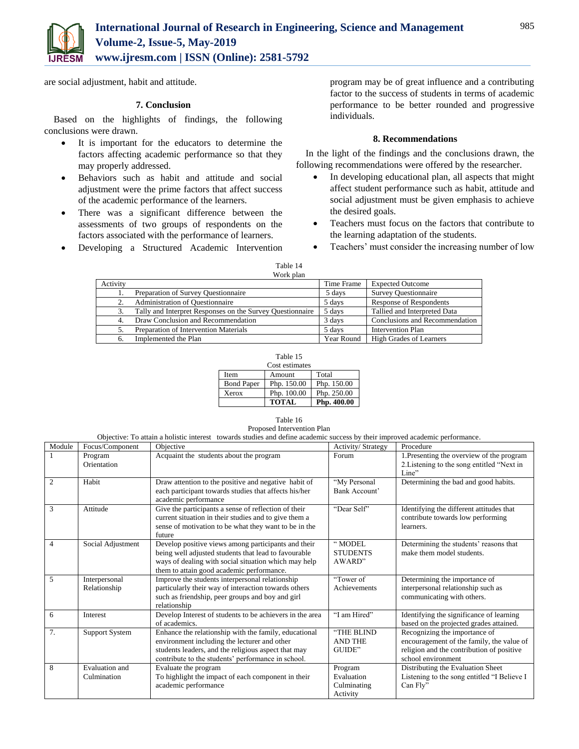are social adjustment, habit and attitude.

## 7. Conclusion

Based on the highlights of findings, the following conclusions were drawn.

- It is important for the educators to determine the factors affecting academic performance so that they may properly addressed.
- Behaviors such as habit and attitude and social adjustment were the prime factors that affect success of the academic performance of the learners.
- There was a significant difference between the assessments of two groups of respondents on the factors associated with the performance of learners.
- Developing a Structured Academic Intervention program may be of great influence and a contributing factor to the success of students in terms of academic performance to be better rounded and progressive individuals.

## 8. Recommendations

In the light of the findings and the conclusions drawn, the following recommendations were offered by the researcher.

- In developing educational plan, all aspects that might affect student performance such as habit, attitude and social adjustment must be given emphasis to achieve the desired goals.
- Teachers must focus on the factors that contribute to the learning adaptation of the students.
- Teachers' must consider the increasing number of low

Table 14
Work plan

| Activity | Time Frame | Expected Outcome |
|---|---|---|
| 1. Preparation of Survey Questionnaire | 5 days | Survey Questionnaire |
| 2. Administration of Questionnaire | 5 days | Response of Respondents |
| 3. Tally and Interpret Responses on the Survey Questionnaire | 5 days | Tallied and Interpreted Data |
| 4. Draw Conclusion and Recommendation | 3 days | Conclusions and Recommendation |
| 5. Preparation of Intervention Materials | 5 days | Intervention Plan |
| 6. Implemented the Plan | Year Round | High Grades of Learners |

Table 15
Cost estimates

| Item | Amount | Total |
|---|---|---|
| Bond Paper | Php. 150.00 | Php. 150.00 |
| Xerox | Php. 100.00 | Php. 250.00 |
| | **TOTAL** | **Php. 400.00** |

Table 16
Proposed Intervention Plan

Objective: To attain a holistic interest towards studies and define academic success by their improved academic performance.

| Module | Focus/Component | Objective | Activity/ Strategy | Procedure |
|---|---|---|---|---|
| 1 | Program Orientation | Acquaint the students about the program | Forum | 1.Presenting the overview of the program 2.Listening to the song entitled "Next in Line" |
| 2 | Habit | Draw attention to the positive and negative habit of each participant towards studies that affects his/her academic performance | "My Personal Bank Account' | Determining the bad and good habits. |
| 3 | Attitude | Give the participants a sense of reflection of their current situation in their studies and to give them a sense of motivation to be what they want to be in the future | "Dear Self" | Identifying the different attitudes that contribute towards low performing learners. |
| 4 | Social Adjustment | Develop positive views among participants and their being well adjusted students that lead to favourable ways of dealing with social situation which may help them to attain good academic performance. | " MODEL STUDENTS AWARD" | Determining the students' reasons that make them model students. |
| 5 | Interpersonal Relationship | Improve the students interpersonal relationship particularly their way of interaction towards others such as friendship, peer groups and boy and girl relationship | "Tower of Achievements | Determining the importance of interpersonal relationship such as communicating with others. |
| 6 | Interest | Develop Interest of students to be achievers in the area of academics. | "I am Hired" | Identifying the significance of learning based on the projected grades attained. |
| 7. | Support System | Enhance the relationship with the family, educational environment including the lecturer and other students leaders, and the religious aspect that may contribute to the students' performance in school. | "THE BLIND AND THE GUIDE" | Recognizing the importance of encouragement of the family, the value of religion and the contribution of positive school environment |
| 8 | Evaluation and Culmination | Evaluate the program To highlight the impact of each component in their academic performance | Program Evaluation Culminating Activity | Distributing the Evaluation Sheet Listening to the song entitled "I Believe I Can Fly" |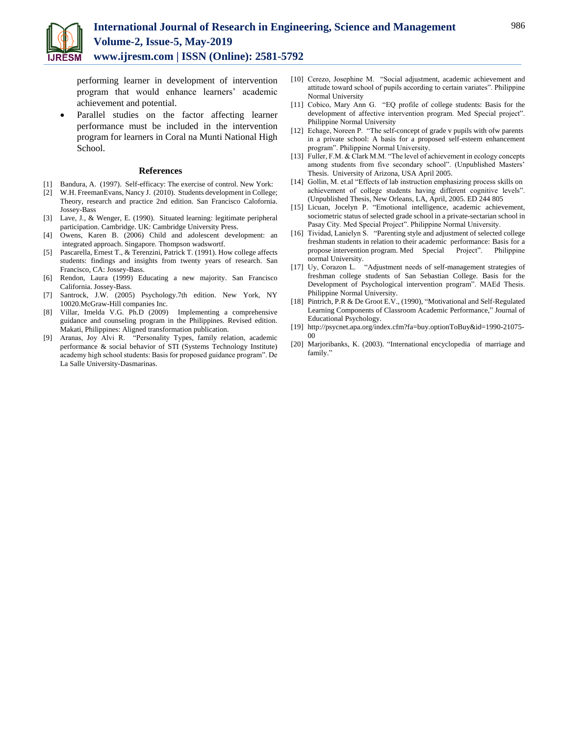performing learner in development of intervention program that would enhance learners' academic achievement and potential.

- Parallel studies on the factor affecting learner performance must be included in the intervention program for learners in Coral na Munti National High School.

## References

[1] Bandura, A. (1997). Self-efficacy: The exercise of control. New York:

[2] W.H. FreemanEvans, Nancy J. (2010). Students development in College; Theory, research and practice 2nd edition. San Francisco Calofornia. Jossey-Bass

[3] Lave, J., & Wenger, E. (1990). Situated learning: legitimate peripheral participation. Cambridge. UK: Cambridge University Press.

[4] Owens, Karen B. (2006) Child and adolescent development: an integrated approach. Singapore. Thompson wadswortf.

[5] Pascarella, Ernest T., & Terenzini, Patrick T. (1991). How college affects students: findings and insights from twenty years of research. San Francisco, CA: Jossey-Bass.

[6] Rendon, Laura (1999) Educating a new majority. San Francisco California. Jossey-Bass.

[7] Santrock, J.W. (2005) Psychology.7th edition. New York, NY 10020.McGraw-Hill companies Inc.

[8] Villar, Imelda V.G. Ph.D (2009) Implementing a comprehensive guidance and counseling program in the Philippines. Revised edition. Makati, Philippines: Aligned transformation publication.

[9] Aranas, Joy Alvi R. "Personality Types, family relation, academic performance & social behavior of STI (Systems Technology Institute) academy high school students: Basis for proposed guidance program". De La Salle University-Dasmarinas.

[10] Cerezo, Josephine M. "Social adjustment, academic achievement and attitude toward school of pupils according to certain variates". Philippine Normal University

[11] Cobico, Mary Ann G. "EQ profile of college students: Basis for the development of affective intervention program. Med Special project". Philippine Normal University

[12] Echage, Noreen P. "The self-concept of grade v pupils with ofw parents in a private school: A basis for a proposed self-esteem enhancement program". Philippine Normal University.

[13] Fuller, F.M. & Clark M.M. "The level of achievement in ecology concepts among students from five secondary school". (Unpublished Masters' Thesis. University of Arizona, USA April 2005.

[14] Gollin, M. et.al "Effects of lab instruction emphasizing process skills on achievement of college students having different cognitive levels". (Unpublished Thesis, New Orleans, LA, April, 2005. ED 244 805

[15] Licuan, Jocelyn P. "Emotional intelligence, academic achievement, sociometric status of selected grade school in a private-sectarian school in Pasay City. Med Special Project". Philippine Normal University.

[16] Tividad, Lanielyn S. "Parenting style and adjustment of selected college freshman students in relation to their academic performance: Basis for a propose intervention program. Med Special Project". Philippine normal University.

[17] Uy, Corazon L. "Adjustment needs of self-management strategies of freshman college students of San Sebastian College. Basis for the Development of Psychological intervention program". MAEd Thesis. Philippine Normal University.

[18] Pintrich, P.R & De Groot E.V., (1990), "Motivational and Self-Regulated Learning Components of Classroom Academic Performance," Journal of Educational Psychology.

[19] http://psycnet.apa.org/index.cfm?fa=buy.optionToBuy&id=1990-21075-00

[20] Marjoribanks, K. (2003). "International encyclopedia of marriage and family."